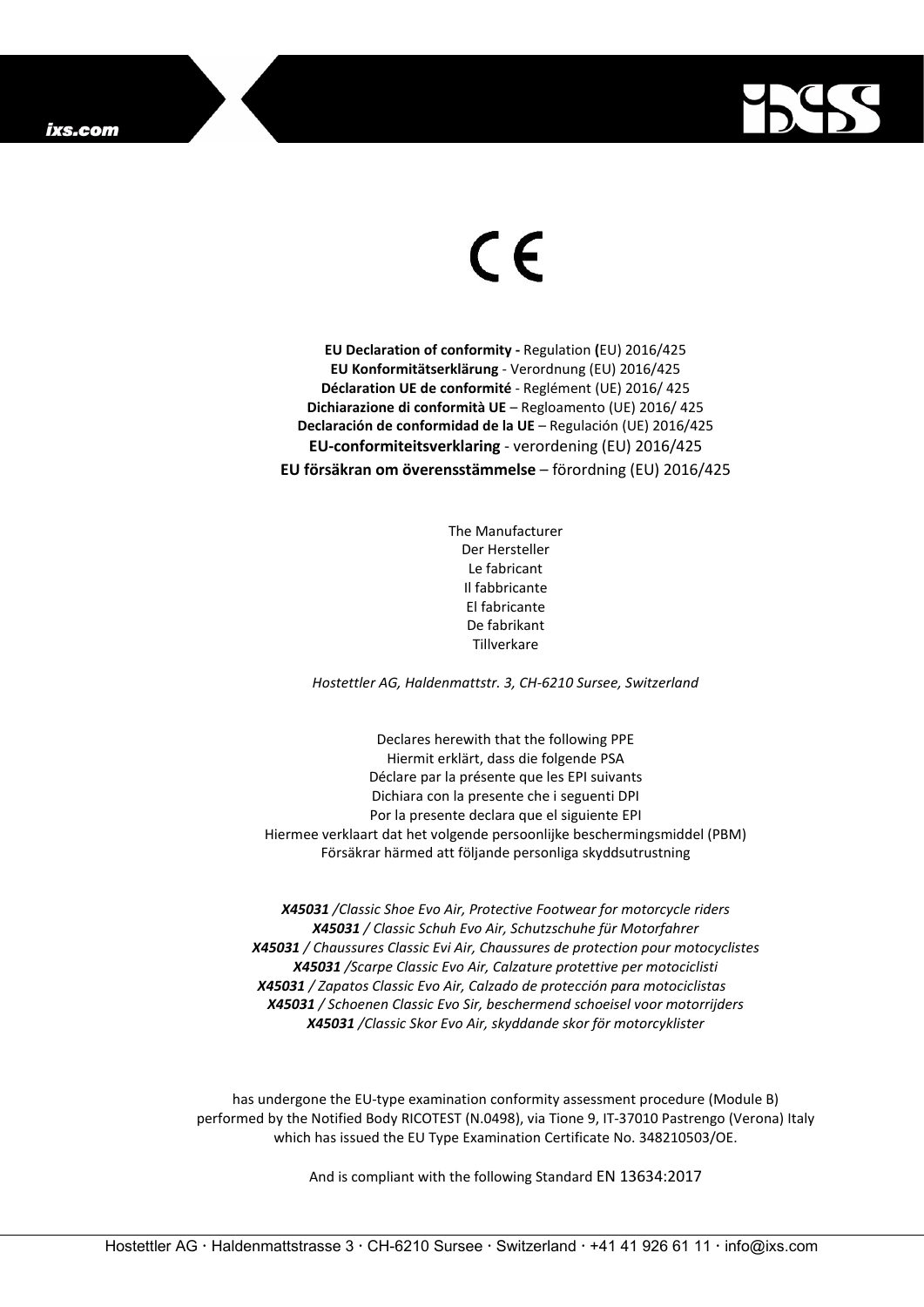CE

**EU Declaration of conformity -** Regulation **(**EU) 2016/425
**EU Konformitätserklärung** - Verordnung (EU) 2016/425
**Déclaration UE de conformité** - Reglément (UE) 2016/ 425
**Dichiarazione di conformità UE** – Regloamento (UE) 2016/ 425
**Declaración de conformidad de la UE** – Regulación (UE) 2016/425
**EU-conformiteitsverklaring** - verordening (EU) 2016/425
**EU försäkran om överensstämmelse** – förordning (EU) 2016/425

The Manufacturer
Der Hersteller
Le fabricant
Il fabbricante
El fabricante
De fabrikant
Tillverkare

*Hostettler AG, Haldenmattstr. 3, CH-6210 Sursee, Switzerland*

Declares herewith that the following PPE
Hiermit erklärt, dass die folgende PSA
Déclare par la présente que les EPI suivants
Dichiara con la presente che i seguenti DPI
Por la presente declara que el siguiente EPI
Hiermee verklaart dat het volgende persoonlijke beschermingsmiddel (PBM)
Försäkrar härmed att följande personliga skyddsutrustning

***X45031*** */Classic Shoe Evo Air, Protective Footwear for motorcycle riders*
***X45031*** */ Classic Schuh Evo Air, Schutzschuhe für Motorfahrer*
***X45031*** */ Chaussures Classic Evi Air, Chaussures de protection pour motocyclistes*
***X45031*** */Scarpe Classic Evo Air, Calzature protettive per motociclisti*
***X45031*** */ Zapatos Classic Evo Air, Calzado de protección para motociclistas*
***X45031*** */ Schoenen Classic Evo Sir, beschermend schoeisel voor motorrijders*
***X45031*** */Classic Skor Evo Air, skyddande skor för motorcyklister*

has undergone the EU-type examination conformity assessment procedure (Module B) performed by the Notified Body RICOTEST (N.0498), via Tione 9, IT-37010 Pastrengo (Verona) Italy which has issued the EU Type Examination Certificate No. 348210503/OE.

And is compliant with the following Standard EN 13634:2017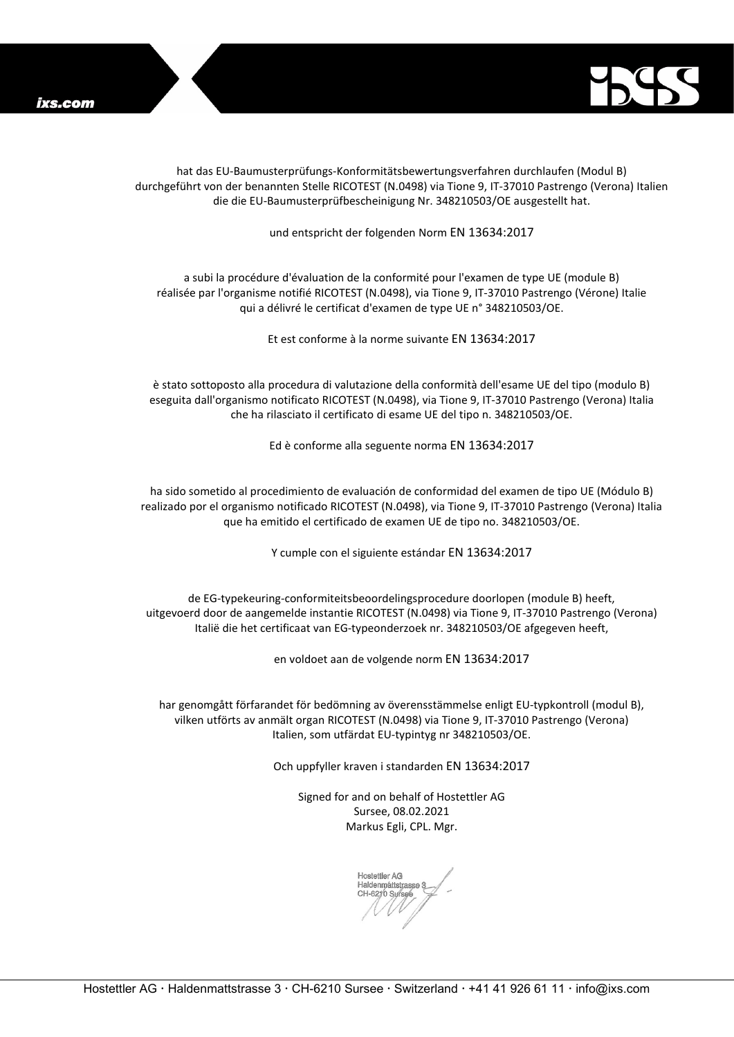hat das EU-Baumusterprüfungs-Konformitätsbewertungsverfahren durchlaufen (Modul B) durchgeführt von der benannten Stelle RICOTEST (N.0498) via Tione 9, IT-37010 Pastrengo (Verona) Italien die die EU-Baumusterprüfbescheinigung Nr. 348210503/OE ausgestellt hat.

und entspricht der folgenden Norm EN 13634:2017

a subi la procédure d'évaluation de la conformité pour l'examen de type UE (module B) réalisée par l'organisme notifié RICOTEST (N.0498), via Tione 9, IT-37010 Pastrengo (Vérone) Italie qui a délivré le certificat d'examen de type UE n° 348210503/OE.

Et est conforme à la norme suivante EN 13634:2017

è stato sottoposto alla procedura di valutazione della conformità dell'esame UE del tipo (modulo B) eseguita dall'organismo notificato RICOTEST (N.0498), via Tione 9, IT-37010 Pastrengo (Verona) Italia che ha rilasciato il certificato di esame UE del tipo n. 348210503/OE.

Ed è conforme alla seguente norma EN 13634:2017

ha sido sometido al procedimiento de evaluación de conformidad del examen de tipo UE (Módulo B) realizado por el organismo notificado RICOTEST (N.0498), via Tione 9, IT-37010 Pastrengo (Verona) Italia que ha emitido el certificado de examen UE de tipo no. 348210503/OE.

Y cumple con el siguiente estándar EN 13634:2017

de EG-typekeuring-conformiteitsbeoordelingsprocedure doorlopen (module B) heeft, uitgevoerd door de aangemelde instantie RICOTEST (N.0498) via Tione 9, IT-37010 Pastrengo (Verona) Italië die het certificaat van EG-typeonderzoek nr. 348210503/OE afgegeven heeft,

en voldoet aan de volgende norm EN 13634:2017

har genomgått förfarandet för bedömning av överensstämmelse enligt EU-typkontroll (modul B), vilken utförts av anmält organ RICOTEST (N.0498) via Tione 9, IT-37010 Pastrengo (Verona) Italien, som utfärdat EU-typintyg nr 348210503/OE.

Och uppfyller kraven i standarden EN 13634:2017

Signed for and on behalf of Hostettler AG
Sursee, 08.02.2021
Markus Egli, CPL. Mgr.

Hostettler AG
Haldenmattstrasse 3
CH-6210 Sursee

Hostettler AG · Haldenmattstrasse 3 · CH-6210 Sursee · Switzerland · +41 41 926 61 11 · info@ixs.com